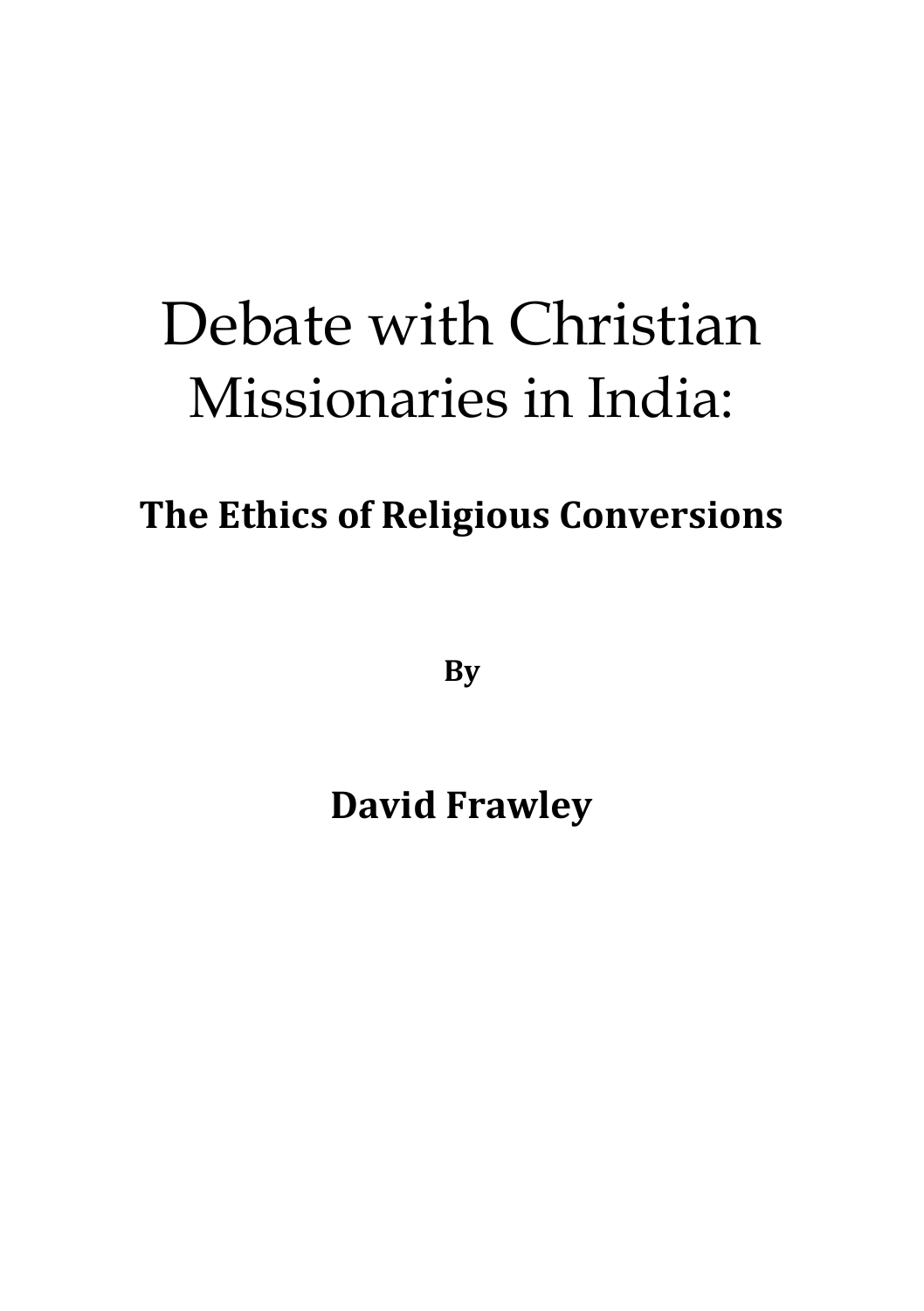# Debate with Christian Missionaries in India:

## The Ethics of Religious Conversions

**By**

**David Frawley**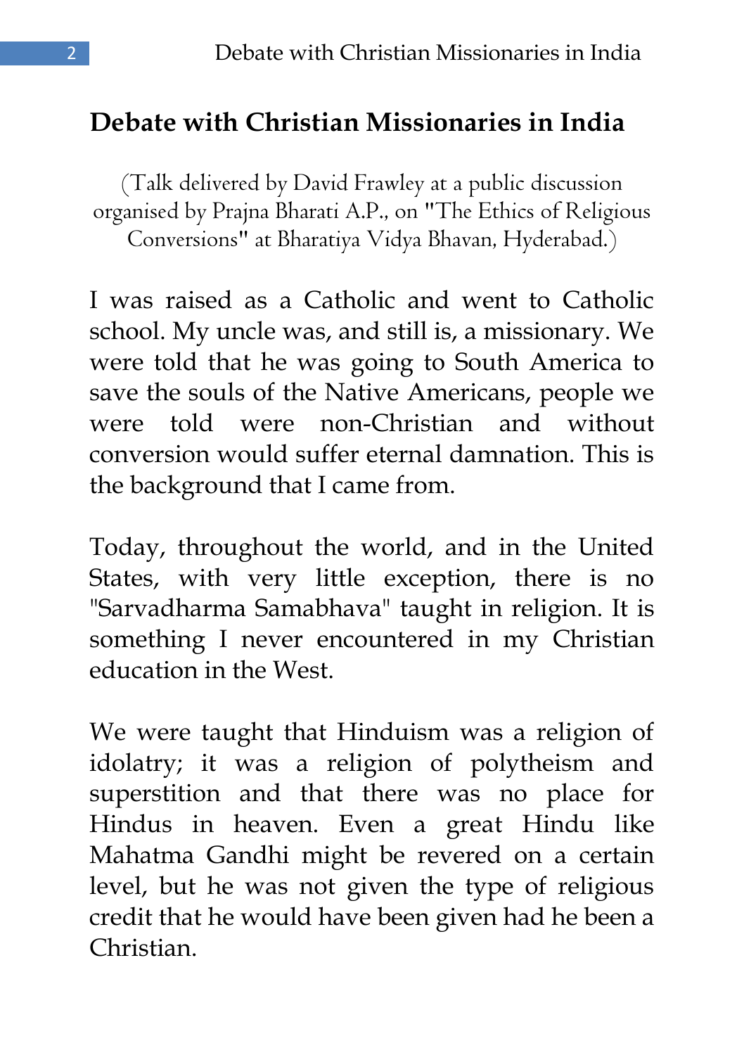## Debate with Christian Missionaries in India

(Talk delivered by David Frawley at a public discussion organised by Prajna Bharati A.P., on "The Ethics of Religious Conversions" at Bharatiya Vidya Bhavan, Hyderabad.)

I was raised as a Catholic and went to Catholic school. My uncle was, and still is, a missionary. We were told that he was going to South America to save the souls of the Native Americans, people we were told were non-Christian and without conversion would suffer eternal damnation. This is the background that I came from.

Today, throughout the world, and in the United States, with very little exception, there is no "Sarvadharma Samabhava" taught in religion. It is something I never encountered in my Christian education in the West.

We were taught that Hinduism was a religion of idolatry; it was a religion of polytheism and superstition and that there was no place for Hindus in heaven. Even a great Hindu like Mahatma Gandhi might be revered on a certain level, but he was not given the type of religious credit that he would have been given had he been a Christian.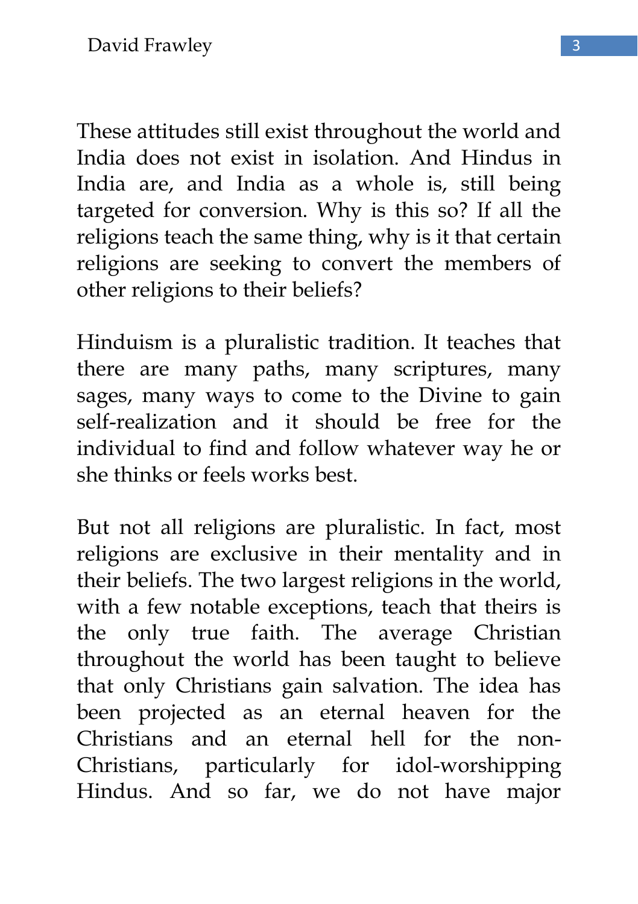These attitudes still exist throughout the world and India does not exist in isolation. And Hindus in India are, and India as a whole is, still being targeted for conversion. Why is this so? If all the religions teach the same thing, why is it that certain religions are seeking to convert the members of other religions to their beliefs?

Hinduism is a pluralistic tradition. It teaches that there are many paths, many scriptures, many sages, many ways to come to the Divine to gain self-realization and it should be free for the individual to find and follow whatever way he or she thinks or feels works best.

But not all religions are pluralistic. In fact, most religions are exclusive in their mentality and in their beliefs. The two largest religions in the world, with a few notable exceptions, teach that theirs is the only true faith. The average Christian throughout the world has been taught to believe that only Christians gain salvation. The idea has been projected as an eternal heaven for the Christians and an eternal hell for the non-Christians, particularly for idol-worshipping Hindus. And so far, we do not have major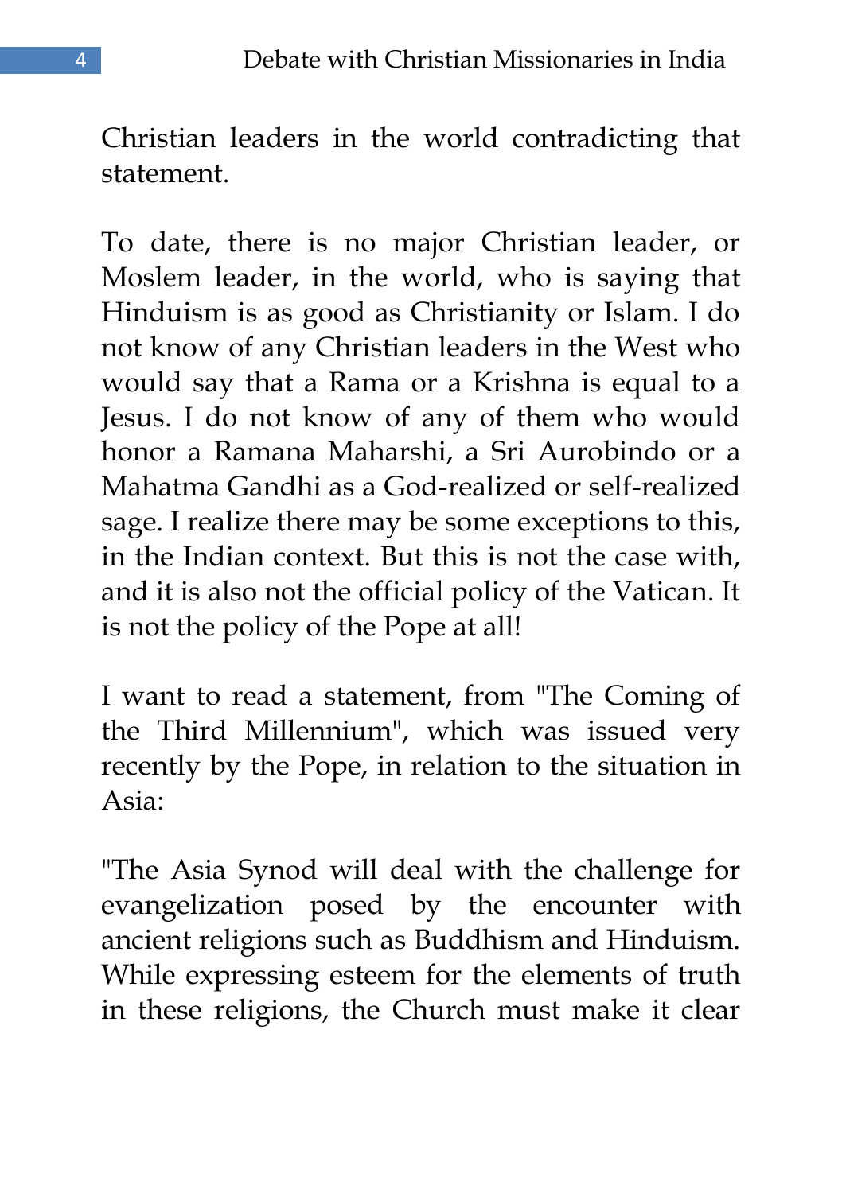Christian leaders in the world contradicting that statement.

To date, there is no major Christian leader, or Moslem leader, in the world, who is saying that Hinduism is as good as Christianity or Islam. I do not know of any Christian leaders in the West who would say that a Rama or a Krishna is equal to a Jesus. I do not know of any of them who would honor a Ramana Maharshi, a Sri Aurobindo or a Mahatma Gandhi as a God-realized or self-realized sage. I realize there may be some exceptions to this, in the Indian context. But this is not the case with, and it is also not the official policy of the Vatican. It is not the policy of the Pope at all!

I want to read a statement, from "The Coming of the Third Millennium", which was issued very recently by the Pope, in relation to the situation in Asia:

"The Asia Synod will deal with the challenge for evangelization posed by the encounter with ancient religions such as Buddhism and Hinduism. While expressing esteem for the elements of truth in these religions, the Church must make it clear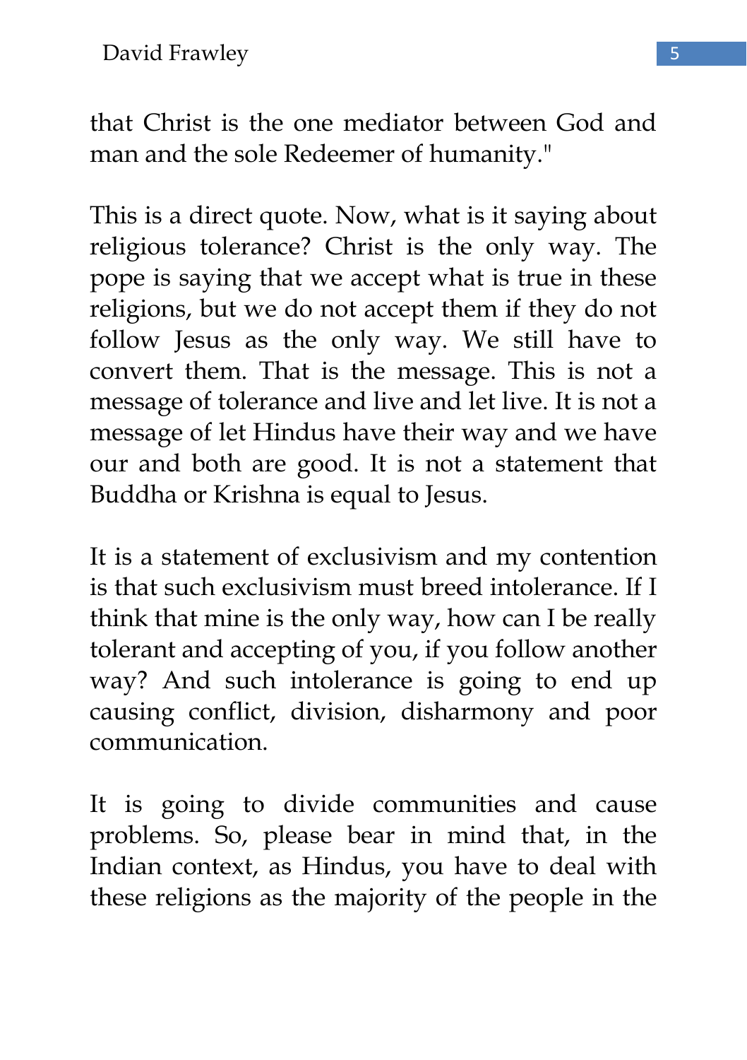that Christ is the one mediator between God and man and the sole Redeemer of humanity."

This is a direct quote. Now, what is it saying about religious tolerance? Christ is the only way. The pope is saying that we accept what is true in these religions, but we do not accept them if they do not follow Jesus as the only way. We still have to convert them. That is the message. This is not a message of tolerance and live and let live. It is not a message of let Hindus have their way and we have our and both are good. It is not a statement that Buddha or Krishna is equal to Jesus.

It is a statement of exclusivism and my contention is that such exclusivism must breed intolerance. If I think that mine is the only way, how can I be really tolerant and accepting of you, if you follow another way? And such intolerance is going to end up causing conflict, division, disharmony and poor communication.

It is going to divide communities and cause problems. So, please bear in mind that, in the Indian context, as Hindus, you have to deal with these religions as the majority of the people in the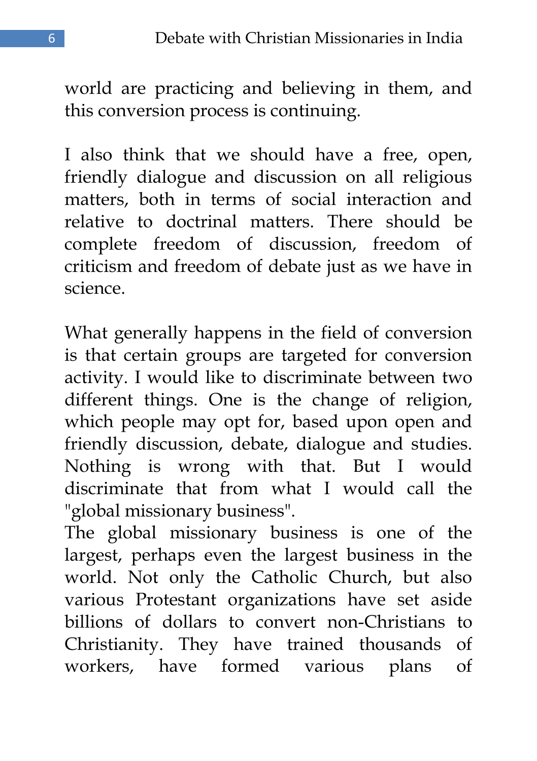world are practicing and believing in them, and this conversion process is continuing.

I also think that we should have a free, open, friendly dialogue and discussion on all religious matters, both in terms of social interaction and relative to doctrinal matters. There should be complete freedom of discussion, freedom of criticism and freedom of debate just as we have in science.

What generally happens in the field of conversion is that certain groups are targeted for conversion activity. I would like to discriminate between two different things. One is the change of religion, which people may opt for, based upon open and friendly discussion, debate, dialogue and studies. Nothing is wrong with that. But I would discriminate that from what I would call the "global missionary business".

The global missionary business is one of the largest, perhaps even the largest business in the world. Not only the Catholic Church, but also various Protestant organizations have set aside billions of dollars to convert non-Christians to Christianity. They have trained thousands of workers, have formed various plans of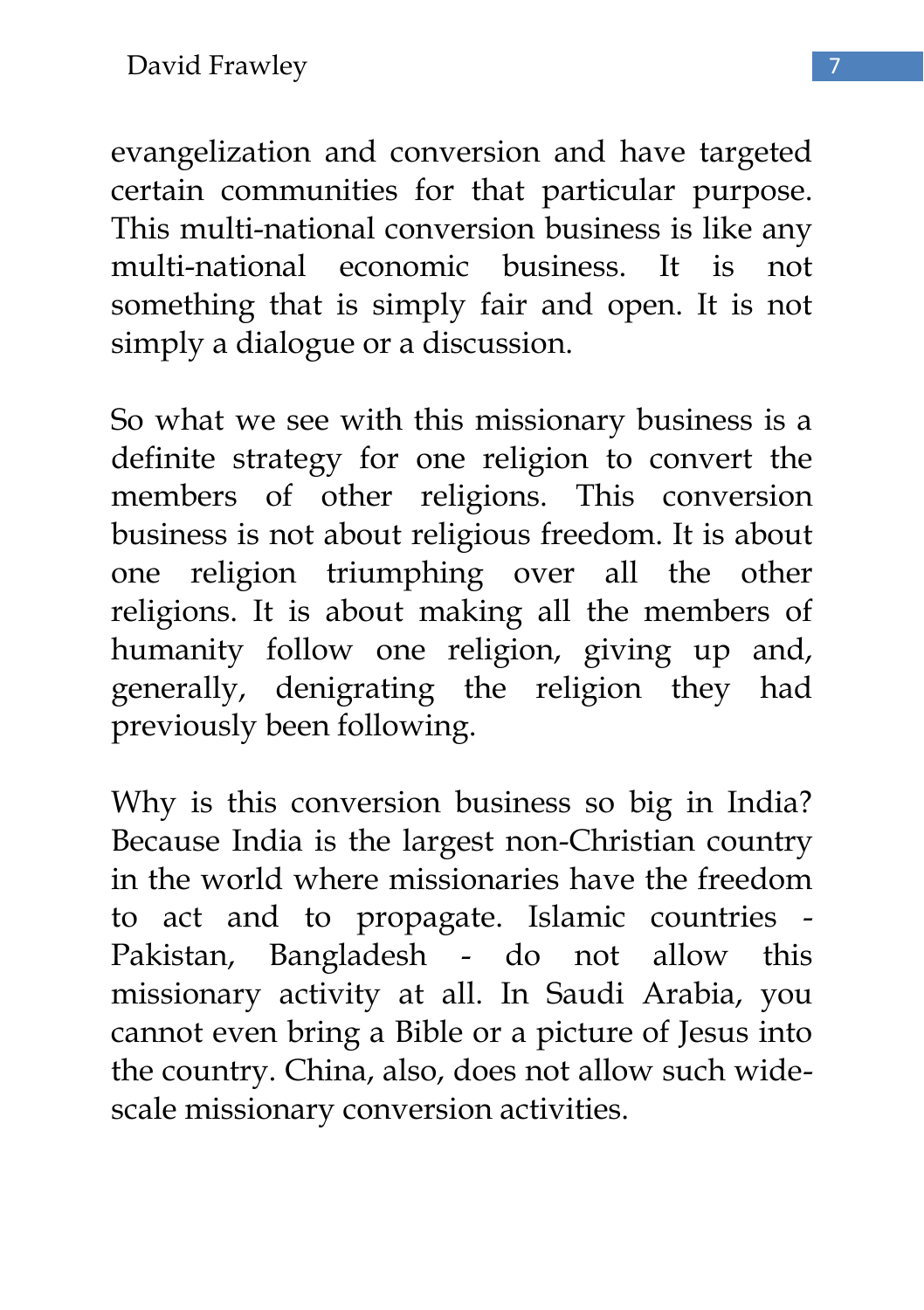evangelization and conversion and have targeted certain communities for that particular purpose. This multi-national conversion business is like any multi-national economic business. It is not something that is simply fair and open. It is not simply a dialogue or a discussion.

So what we see with this missionary business is a definite strategy for one religion to convert the members of other religions. This conversion business is not about religious freedom. It is about one religion triumphing over all the other religions. It is about making all the members of humanity follow one religion, giving up and, generally, denigrating the religion they had previously been following.

Why is this conversion business so big in India? Because India is the largest non-Christian country in the world where missionaries have the freedom to act and to propagate. Islamic countries - Pakistan, Bangladesh - do not allow this missionary activity at all. In Saudi Arabia, you cannot even bring a Bible or a picture of Jesus into the country. China, also, does not allow such wide-scale missionary conversion activities.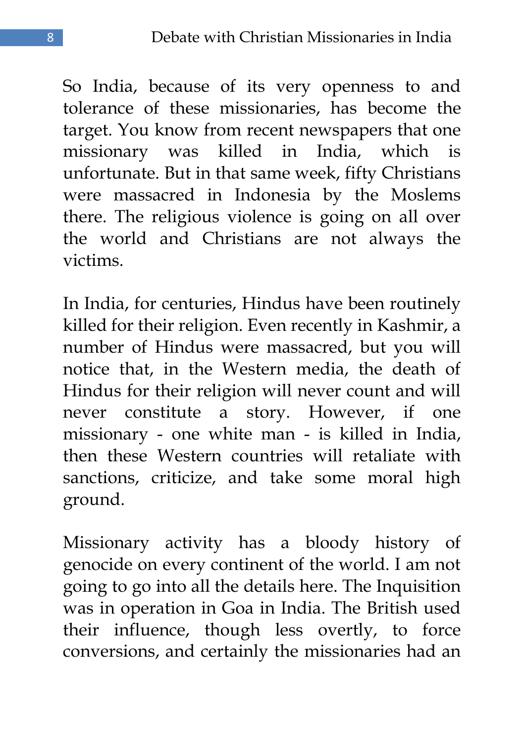So India, because of its very openness to and tolerance of these missionaries, has become the target. You know from recent newspapers that one missionary was killed in India, which is unfortunate. But in that same week, fifty Christians were massacred in Indonesia by the Moslems there. The religious violence is going on all over the world and Christians are not always the victims.

In India, for centuries, Hindus have been routinely killed for their religion. Even recently in Kashmir, a number of Hindus were massacred, but you will notice that, in the Western media, the death of Hindus for their religion will never count and will never constitute a story. However, if one missionary - one white man - is killed in India, then these Western countries will retaliate with sanctions, criticize, and take some moral high ground.

Missionary activity has a bloody history of genocide on every continent of the world. I am not going to go into all the details here. The Inquisition was in operation in Goa in India. The British used their influence, though less overtly, to force conversions, and certainly the missionaries had an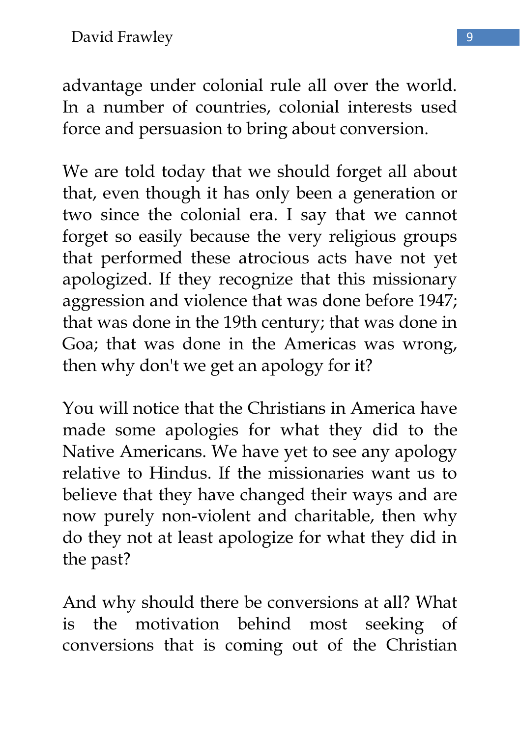advantage under colonial rule all over the world. In a number of countries, colonial interests used force and persuasion to bring about conversion.

We are told today that we should forget all about that, even though it has only been a generation or two since the colonial era. I say that we cannot forget so easily because the very religious groups that performed these atrocious acts have not yet apologized. If they recognize that this missionary aggression and violence that was done before 1947; that was done in the 19th century; that was done in Goa; that was done in the Americas was wrong, then why don't we get an apology for it?

You will notice that the Christians in America have made some apologies for what they did to the Native Americans. We have yet to see any apology relative to Hindus. If the missionaries want us to believe that they have changed their ways and are now purely non-violent and charitable, then why do they not at least apologize for what they did in the past?

And why should there be conversions at all? What is the motivation behind most seeking of conversions that is coming out of the Christian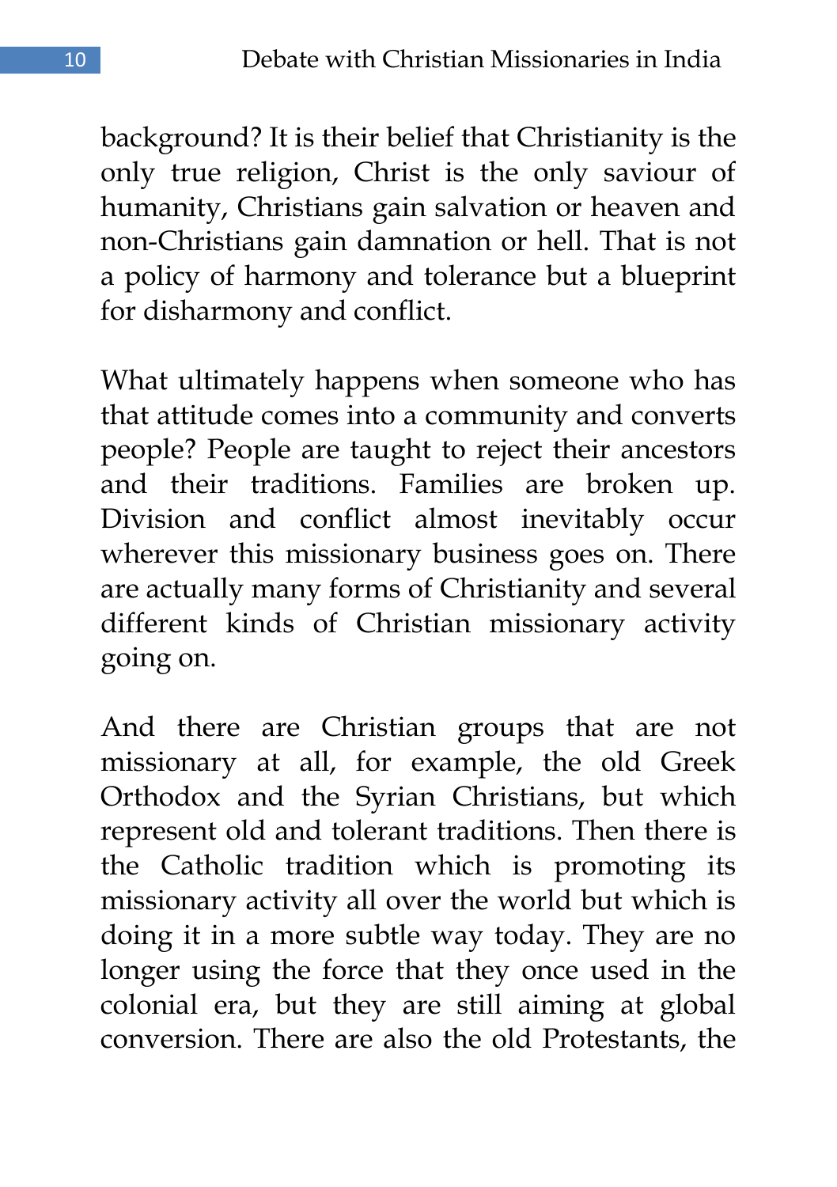background? It is their belief that Christianity is the only true religion, Christ is the only saviour of humanity, Christians gain salvation or heaven and non-Christians gain damnation or hell. That is not a policy of harmony and tolerance but a blueprint for disharmony and conflict.

What ultimately happens when someone who has that attitude comes into a community and converts people? People are taught to reject their ancestors and their traditions. Families are broken up. Division and conflict almost inevitably occur wherever this missionary business goes on. There are actually many forms of Christianity and several different kinds of Christian missionary activity going on.

And there are Christian groups that are not missionary at all, for example, the old Greek Orthodox and the Syrian Christians, but which represent old and tolerant traditions. Then there is the Catholic tradition which is promoting its missionary activity all over the world but which is doing it in a more subtle way today. They are no longer using the force that they once used in the colonial era, but they are still aiming at global conversion. There are also the old Protestants, the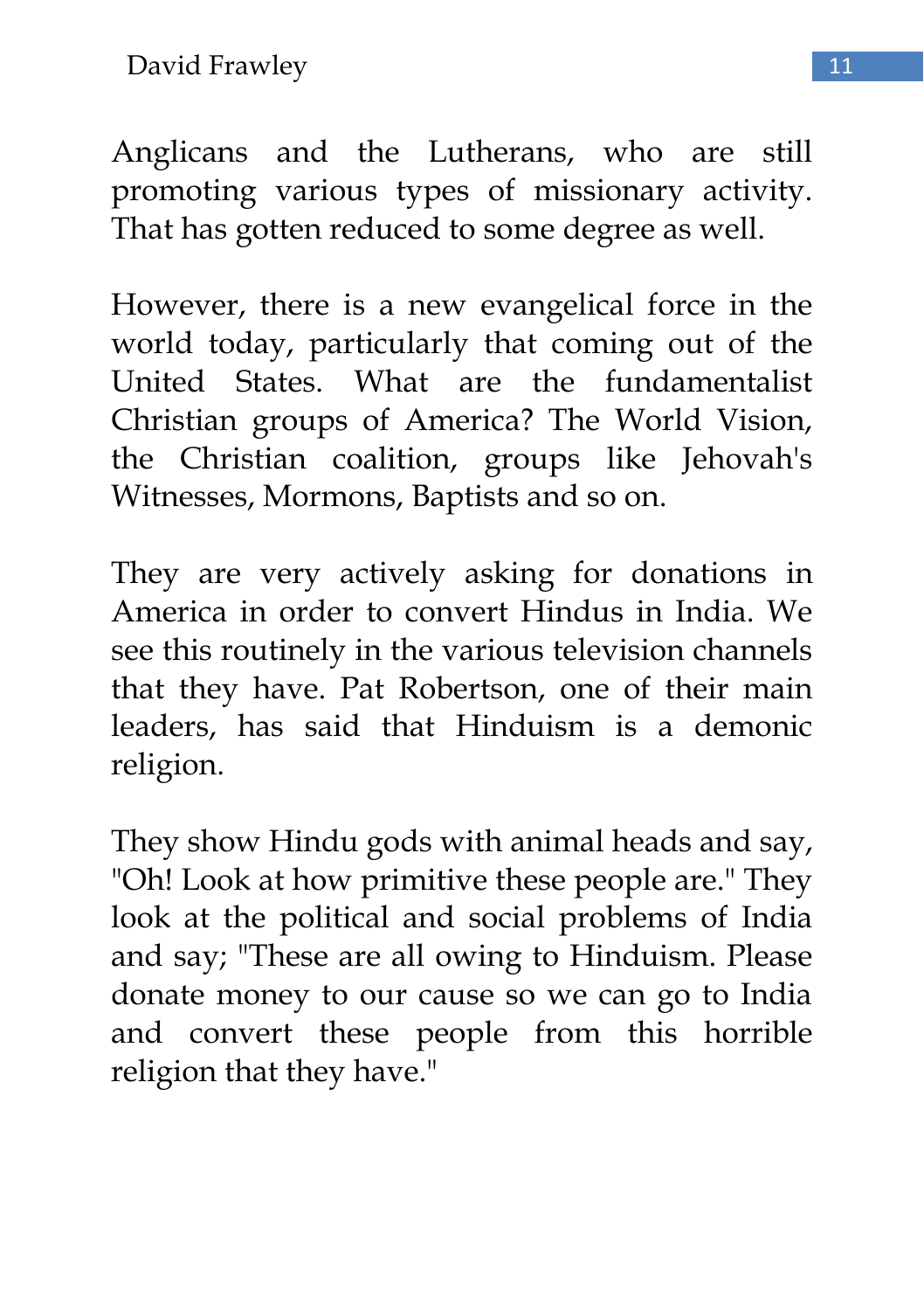Anglicans and the Lutherans, who are still promoting various types of missionary activity. That has gotten reduced to some degree as well.

However, there is a new evangelical force in the world today, particularly that coming out of the United States. What are the fundamentalist Christian groups of America? The World Vision, the Christian coalition, groups like Jehovah's Witnesses, Mormons, Baptists and so on.

They are very actively asking for donations in America in order to convert Hindus in India. We see this routinely in the various television channels that they have. Pat Robertson, one of their main leaders, has said that Hinduism is a demonic religion.

They show Hindu gods with animal heads and say, "Oh! Look at how primitive these people are." They look at the political and social problems of India and say; "These are all owing to Hinduism. Please donate money to our cause so we can go to India and convert these people from this horrible religion that they have."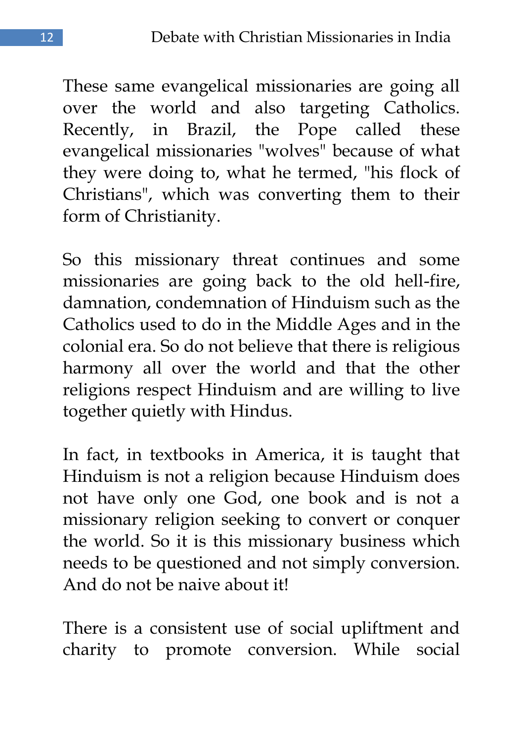These same evangelical missionaries are going all over the world and also targeting Catholics. Recently, in Brazil, the Pope called these evangelical missionaries "wolves" because of what they were doing to, what he termed, "his flock of Christians", which was converting them to their form of Christianity.

So this missionary threat continues and some missionaries are going back to the old hell-fire, damnation, condemnation of Hinduism such as the Catholics used to do in the Middle Ages and in the colonial era. So do not believe that there is religious harmony all over the world and that the other religions respect Hinduism and are willing to live together quietly with Hindus.

In fact, in textbooks in America, it is taught that Hinduism is not a religion because Hinduism does not have only one God, one book and is not a missionary religion seeking to convert or conquer the world. So it is this missionary business which needs to be questioned and not simply conversion. And do not be naive about it!

There is a consistent use of social upliftment and charity to promote conversion. While social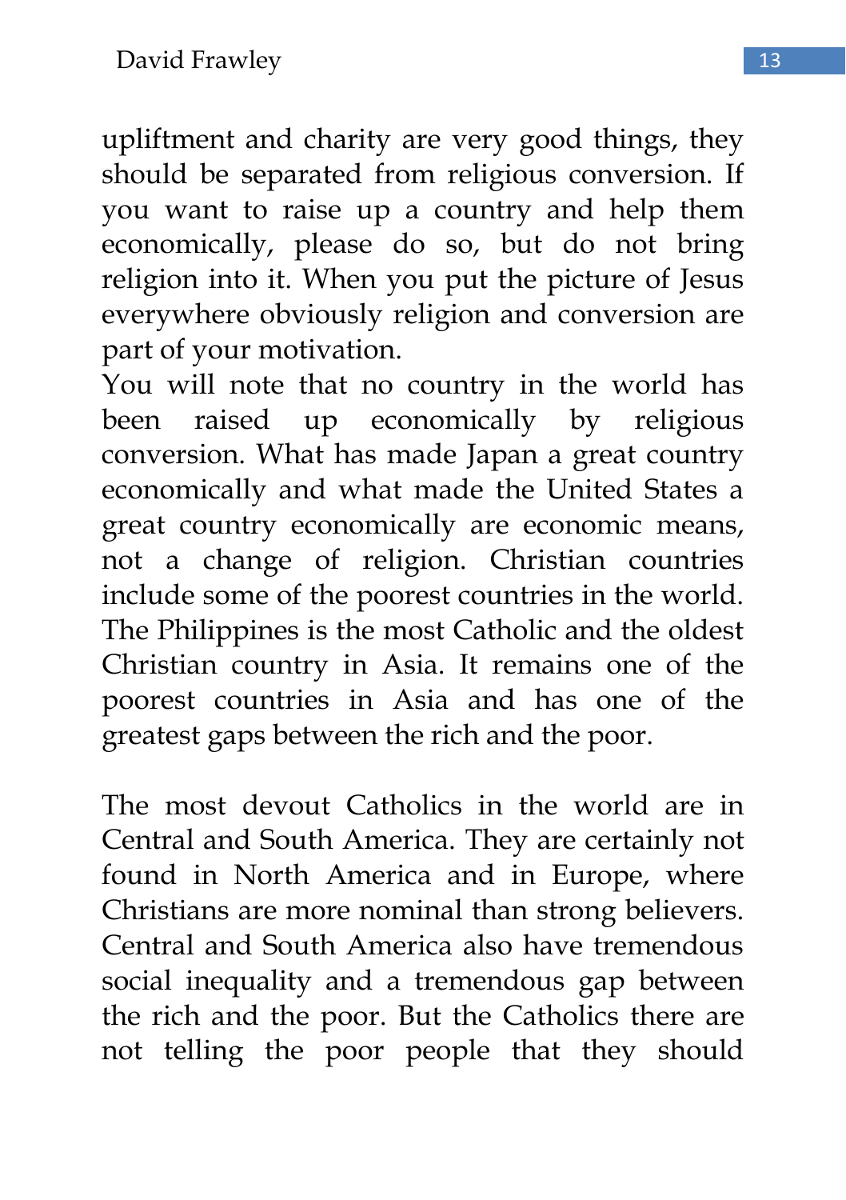upliftment and charity are very good things, they should be separated from religious conversion. If you want to raise up a country and help them economically, please do so, but do not bring religion into it. When you put the picture of Jesus everywhere obviously religion and conversion are part of your motivation.

You will note that no country in the world has been raised up economically by religious conversion. What has made Japan a great country economically and what made the United States a great country economically are economic means, not a change of religion. Christian countries include some of the poorest countries in the world. The Philippines is the most Catholic and the oldest Christian country in Asia. It remains one of the poorest countries in Asia and has one of the greatest gaps between the rich and the poor.

The most devout Catholics in the world are in Central and South America. They are certainly not found in North America and in Europe, where Christians are more nominal than strong believers. Central and South America also have tremendous social inequality and a tremendous gap between the rich and the poor. But the Catholics there are not telling the poor people that they should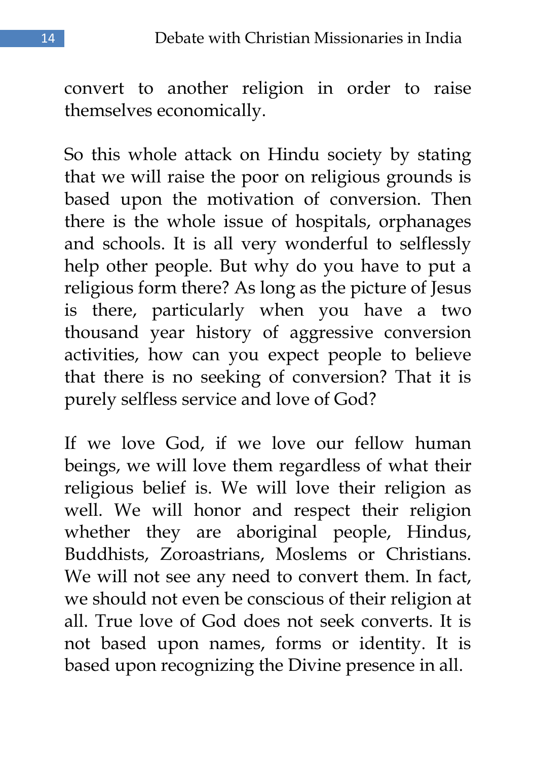convert to another religion in order to raise themselves economically.

So this whole attack on Hindu society by stating that we will raise the poor on religious grounds is based upon the motivation of conversion. Then there is the whole issue of hospitals, orphanages and schools. It is all very wonderful to selflessly help other people. But why do you have to put a religious form there? As long as the picture of Jesus is there, particularly when you have a two thousand year history of aggressive conversion activities, how can you expect people to believe that there is no seeking of conversion? That it is purely selfless service and love of God?

If we love God, if we love our fellow human beings, we will love them regardless of what their religious belief is. We will love their religion as well. We will honor and respect their religion whether they are aboriginal people, Hindus, Buddhists, Zoroastrians, Moslems or Christians. We will not see any need to convert them. In fact, we should not even be conscious of their religion at all. True love of God does not seek converts. It is not based upon names, forms or identity. It is based upon recognizing the Divine presence in all.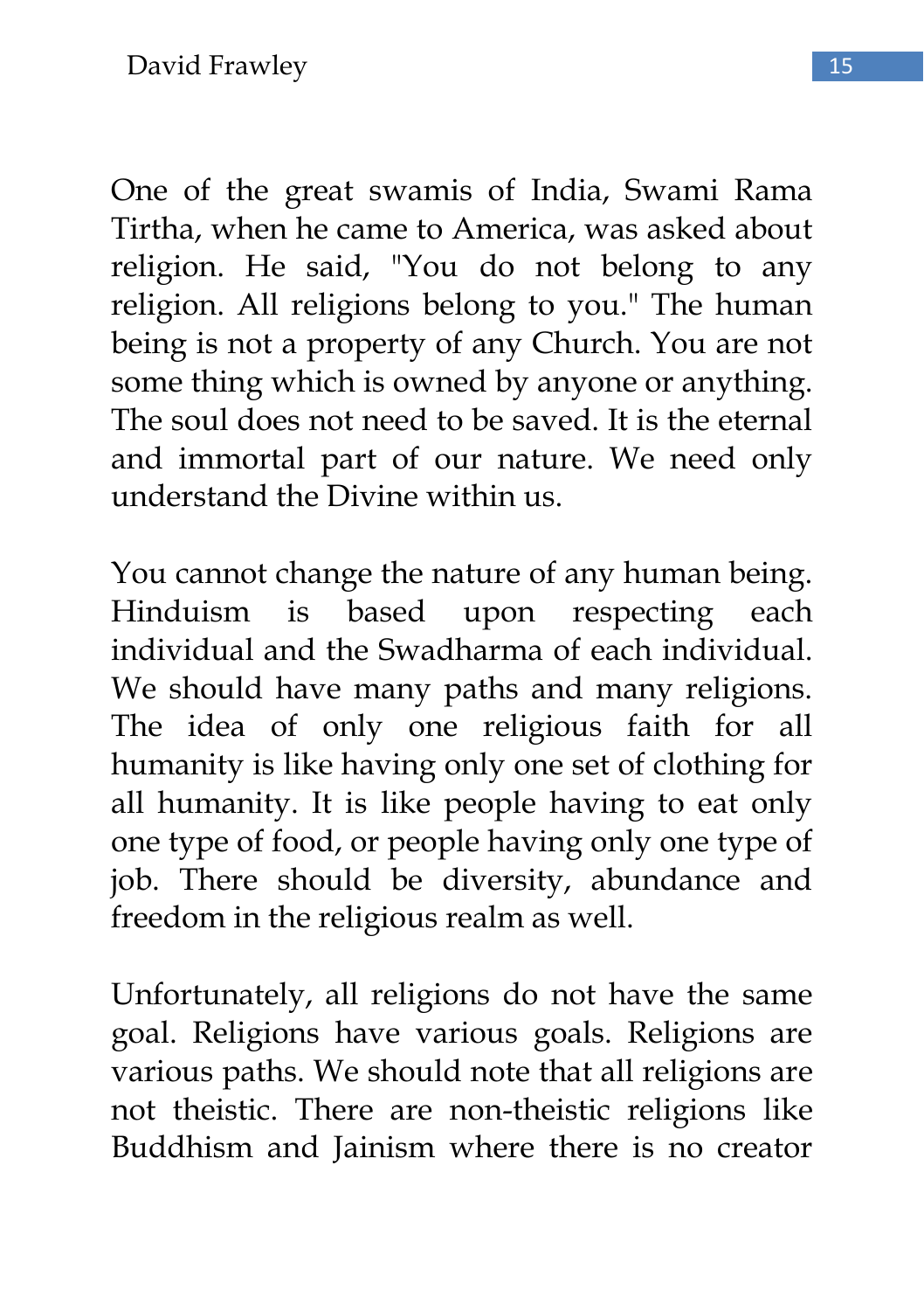One of the great swamis of India, Swami Rama Tirtha, when he came to America, was asked about religion. He said, "You do not belong to any religion. All religions belong to you." The human being is not a property of any Church. You are not some thing which is owned by anyone or anything. The soul does not need to be saved. It is the eternal and immortal part of our nature. We need only understand the Divine within us.

You cannot change the nature of any human being. Hinduism is based upon respecting each individual and the Swadharma of each individual. We should have many paths and many religions. The idea of only one religious faith for all humanity is like having only one set of clothing for all humanity. It is like people having to eat only one type of food, or people having only one type of job. There should be diversity, abundance and freedom in the religious realm as well.

Unfortunately, all religions do not have the same goal. Religions have various goals. Religions are various paths. We should note that all religions are not theistic. There are non-theistic religions like Buddhism and Jainism where there is no creator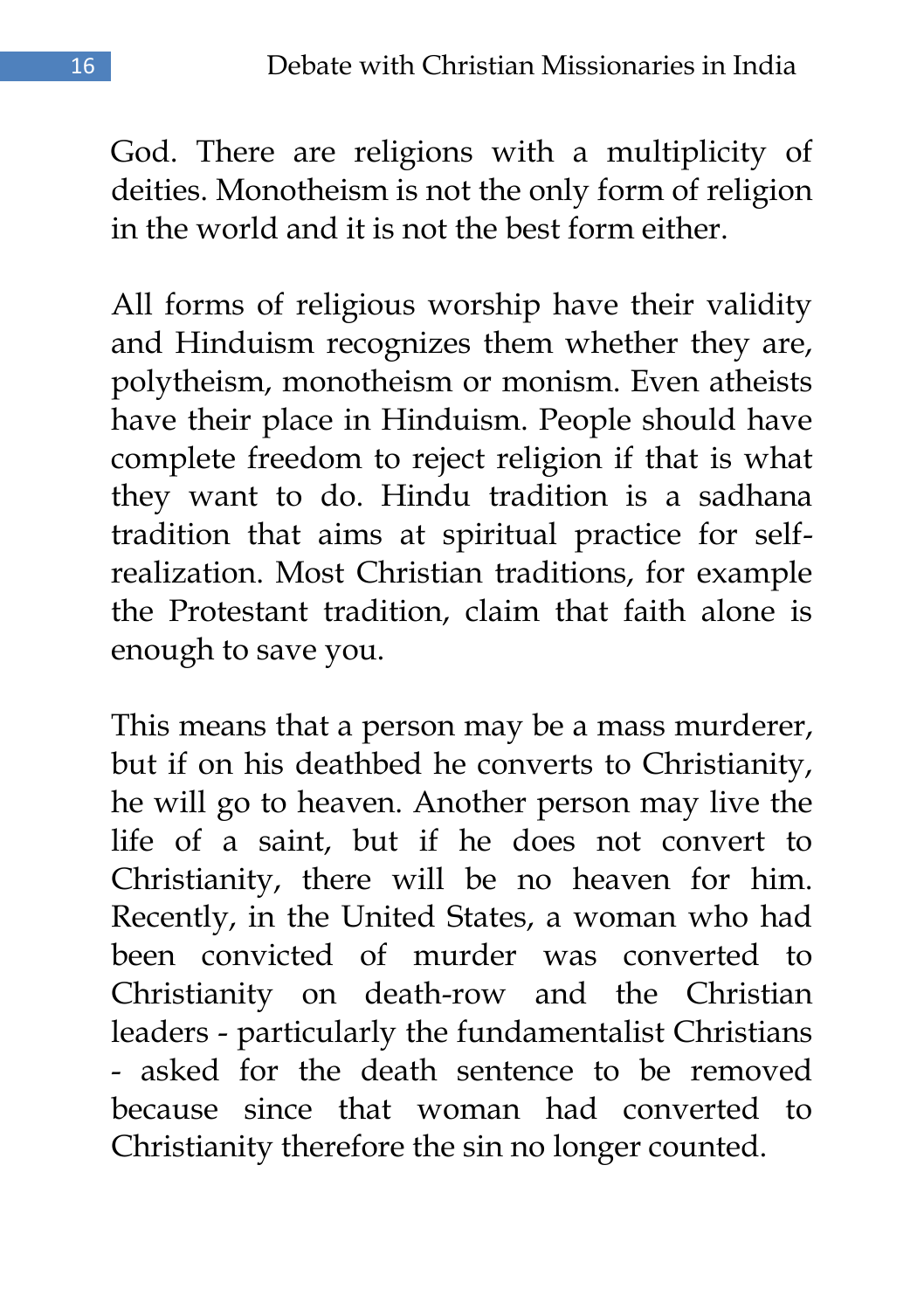God. There are religions with a multiplicity of deities. Monotheism is not the only form of religion in the world and it is not the best form either.

All forms of religious worship have their validity and Hinduism recognizes them whether they are, polytheism, monotheism or monism. Even atheists have their place in Hinduism. People should have complete freedom to reject religion if that is what they want to do. Hindu tradition is a sadhana tradition that aims at spiritual practice for self-realization. Most Christian traditions, for example the Protestant tradition, claim that faith alone is enough to save you.

This means that a person may be a mass murderer, but if on his deathbed he converts to Christianity, he will go to heaven. Another person may live the life of a saint, but if he does not convert to Christianity, there will be no heaven for him. Recently, in the United States, a woman who had been convicted of murder was converted to Christianity on death-row and the Christian leaders - particularly the fundamentalist Christians - asked for the death sentence to be removed because since that woman had converted to Christianity therefore the sin no longer counted.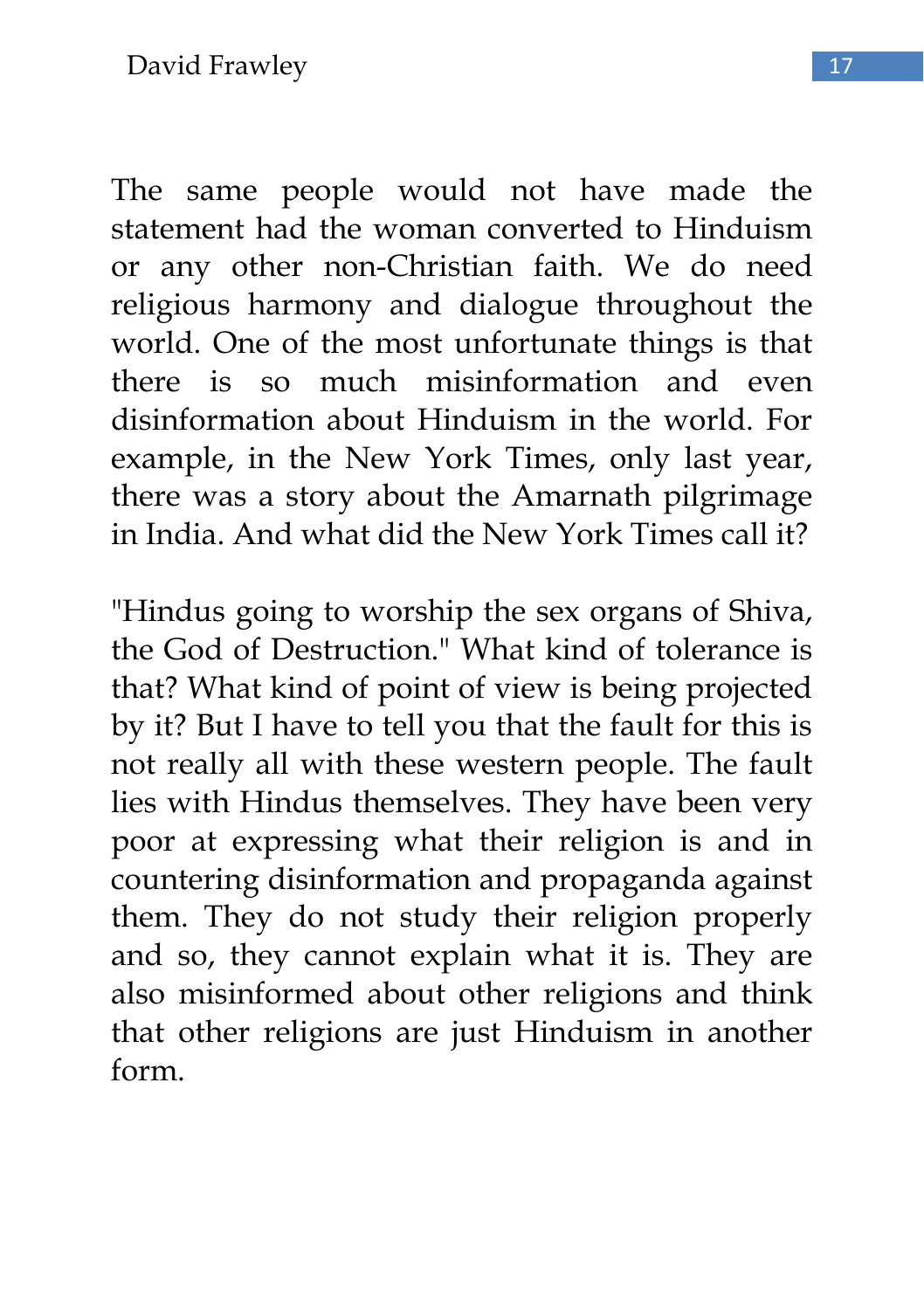The same people would not have made the statement had the woman converted to Hinduism or any other non-Christian faith. We do need religious harmony and dialogue throughout the world. One of the most unfortunate things is that there is so much misinformation and even disinformation about Hinduism in the world. For example, in the New York Times, only last year, there was a story about the Amarnath pilgrimage in India. And what did the New York Times call it?

"Hindus going to worship the sex organs of Shiva, the God of Destruction." What kind of tolerance is that? What kind of point of view is being projected by it? But I have to tell you that the fault for this is not really all with these western people. The fault lies with Hindus themselves. They have been very poor at expressing what their religion is and in countering disinformation and propaganda against them. They do not study their religion properly and so, they cannot explain what it is. They are also misinformed about other religions and think that other religions are just Hinduism in another form.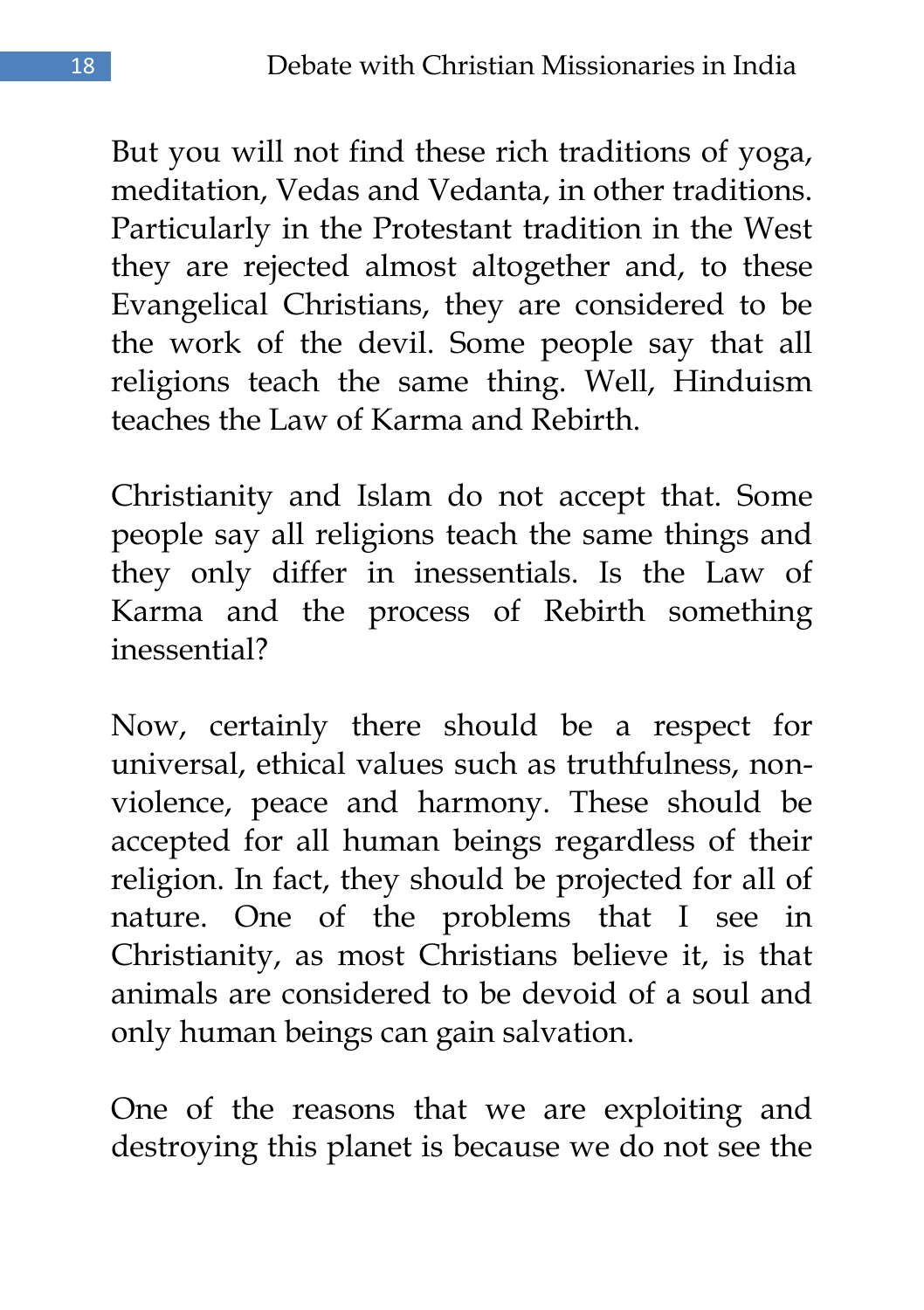But you will not find these rich traditions of yoga, meditation, Vedas and Vedanta, in other traditions. Particularly in the Protestant tradition in the West they are rejected almost altogether and, to these Evangelical Christians, they are considered to be the work of the devil. Some people say that all religions teach the same thing. Well, Hinduism teaches the Law of Karma and Rebirth.

Christianity and Islam do not accept that. Some people say all religions teach the same things and they only differ in inessentials. Is the Law of Karma and the process of Rebirth something inessential?

Now, certainly there should be a respect for universal, ethical values such as truthfulness, non-violence, peace and harmony. These should be accepted for all human beings regardless of their religion. In fact, they should be projected for all of nature. One of the problems that I see in Christianity, as most Christians believe it, is that animals are considered to be devoid of a soul and only human beings can gain salvation.

One of the reasons that we are exploiting and destroying this planet is because we do not see the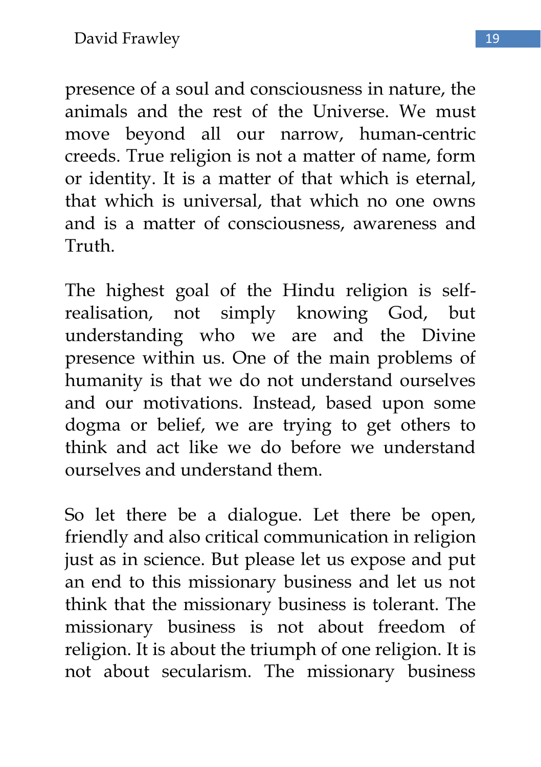presence of a soul and consciousness in nature, the animals and the rest of the Universe. We must move beyond all our narrow, human-centric creeds. True religion is not a matter of name, form or identity. It is a matter of that which is eternal, that which is universal, that which no one owns and is a matter of consciousness, awareness and Truth.

The highest goal of the Hindu religion is self-realisation, not simply knowing God, but understanding who we are and the Divine presence within us. One of the main problems of humanity is that we do not understand ourselves and our motivations. Instead, based upon some dogma or belief, we are trying to get others to think and act like we do before we understand ourselves and understand them.

So let there be a dialogue. Let there be open, friendly and also critical communication in religion just as in science. But please let us expose and put an end to this missionary business and let us not think that the missionary business is tolerant. The missionary business is not about freedom of religion. It is about the triumph of one religion. It is not about secularism. The missionary business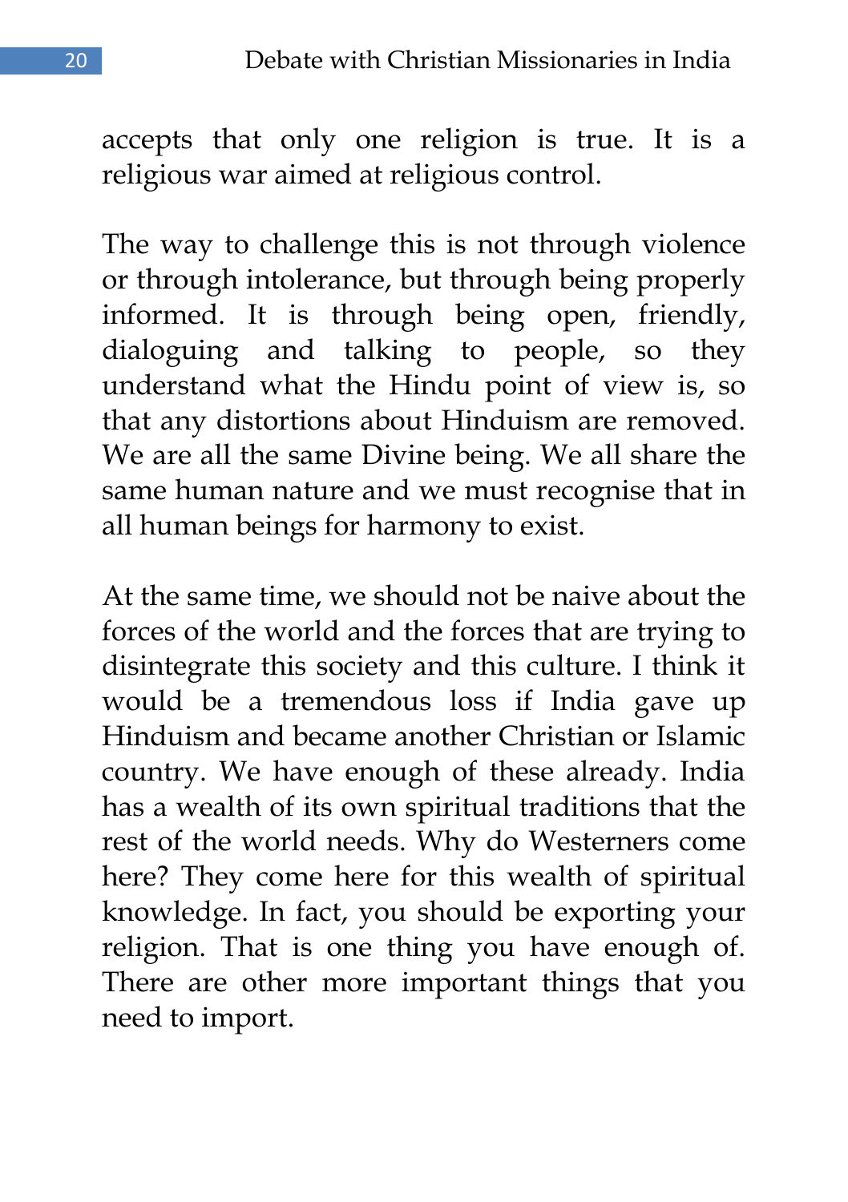accepts that only one religion is true. It is a religious war aimed at religious control.

The way to challenge this is not through violence or through intolerance, but through being properly informed. It is through being open, friendly, dialoguing and talking to people, so they understand what the Hindu point of view is, so that any distortions about Hinduism are removed. We are all the same Divine being. We all share the same human nature and we must recognise that in all human beings for harmony to exist.

At the same time, we should not be naive about the forces of the world and the forces that are trying to disintegrate this society and this culture. I think it would be a tremendous loss if India gave up Hinduism and became another Christian or Islamic country. We have enough of these already. India has a wealth of its own spiritual traditions that the rest of the world needs. Why do Westerners come here? They come here for this wealth of spiritual knowledge. In fact, you should be exporting your religion. That is one thing you have enough of. There are other more important things that you need to import.